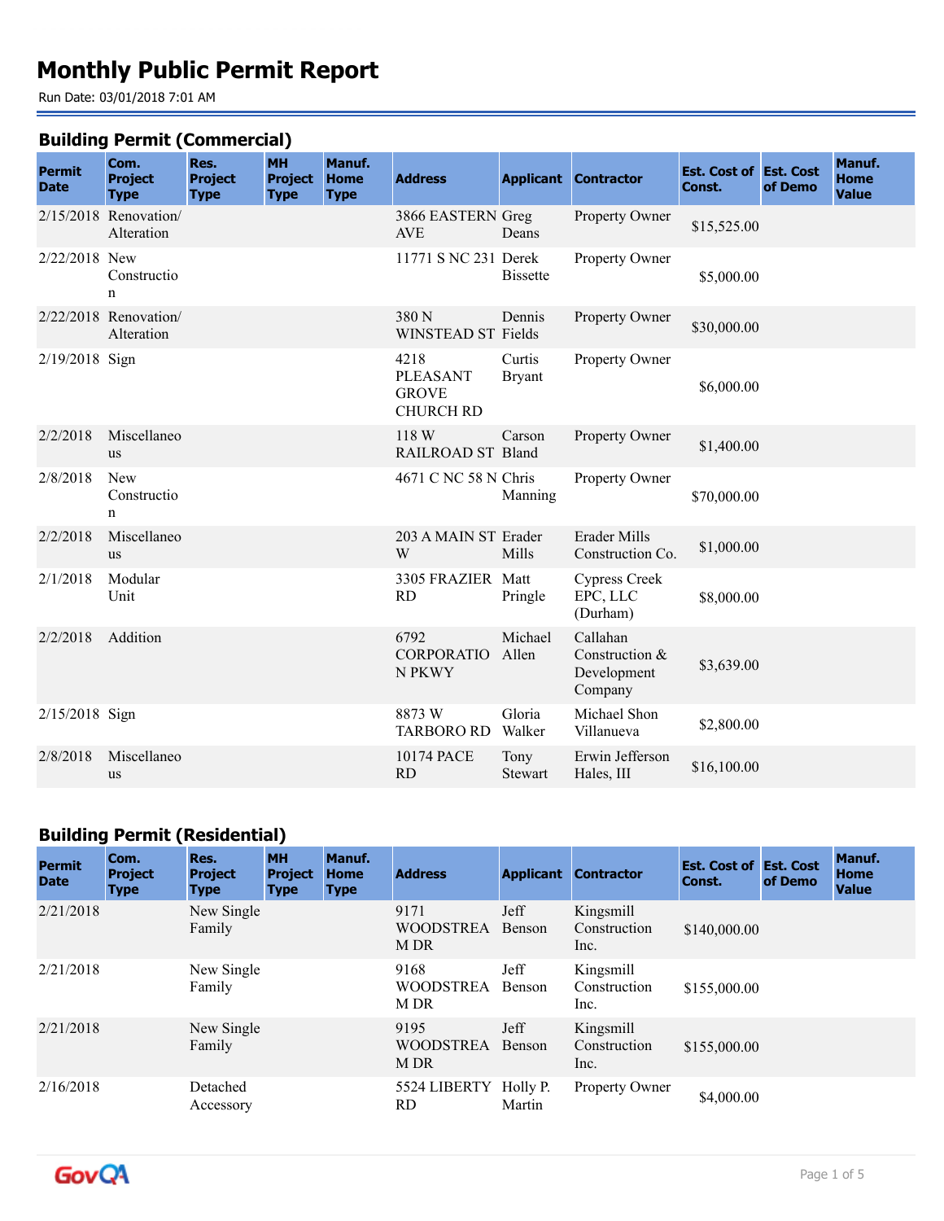# Monthly Public Permit Report

Run Date: 03/01/2018 7:01 AM

## Building Permit (Commercial)

| Permit Date | Com. Project Type | Res. Project Type | MH Project Type | Manuf. Home Type | Address | Applicant | Contractor | Est. Cost of Const. | Est. Cost of Demo | Manuf. Home Value |
|---|---|---|---|---|---|---|---|---|---|---|
| 2/15/2018 | Renovation/ Alteration | | | | 3866 EASTERN AVE | Greg Deans | Property Owner | $15,525.00 | | |
| 2/22/2018 | New Construction | | | | 11771 S NC 231 | Derek Bissette | Property Owner | $5,000.00 | | |
| 2/22/2018 | Renovation/ Alteration | | | | 380 N WINSTEAD ST | Dennis Fields | Property Owner | $30,000.00 | | |
| 2/19/2018 | Sign | | | | 4218 PLEASANT GROVE CHURCH RD | Curtis Bryant | Property Owner | $6,000.00 | | |
| 2/2/2018 | Miscellaneous | | | | 118 W RAILROAD ST | Carson Bland | Property Owner | $1,400.00 | | |
| 2/8/2018 | New Construction | | | | 4671 C NC 58 N | Chris Manning | Property Owner | $70,000.00 | | |
| 2/2/2018 | Miscellaneous | | | | 203 A MAIN ST W | Erader Mills | Erader Mills Construction Co. | $1,000.00 | | |
| 2/1/2018 | Modular Unit | | | | 3305 FRAZIER RD | Matt Pringle | Cypress Creek EPC, LLC (Durham) | $8,000.00 | | |
| 2/2/2018 | Addition | | | | 6792 CORPORATION PKWY | Michael Allen | Callahan Construction & Development Company | $3,639.00 | | |
| 2/15/2018 | Sign | | | | 8873 W TARBORO RD | Gloria Walker | Michael Shon Villanueva | $2,800.00 | | |
| 2/8/2018 | Miscellaneous | | | | 10174 PACE RD | Tony Stewart | Erwin Jefferson Hales, III | $16,100.00 | | |

## Building Permit (Residential)

| Permit Date | Com. Project Type | Res. Project Type | MH Project Type | Manuf. Home Type | Address | Applicant | Contractor | Est. Cost of Const. | Est. Cost of Demo | Manuf. Home Value |
|---|---|---|---|---|---|---|---|---|---|---|
| 2/21/2018 | | New Single Family | | | 9171 WOODSTREAM DR | Jeff Benson | Kingsmill Construction Inc. | $140,000.00 | | |
| 2/21/2018 | | New Single Family | | | 9168 WOODSTREAM DR | Jeff Benson | Kingsmill Construction Inc. | $155,000.00 | | |
| 2/21/2018 | | New Single Family | | | 9195 WOODSTREAM DR | Jeff Benson | Kingsmill Construction Inc. | $155,000.00 | | |
| 2/16/2018 | | Detached Accessory | | | 5524 LIBERTY RD | Holly P. Martin | Property Owner | $4,000.00 | | |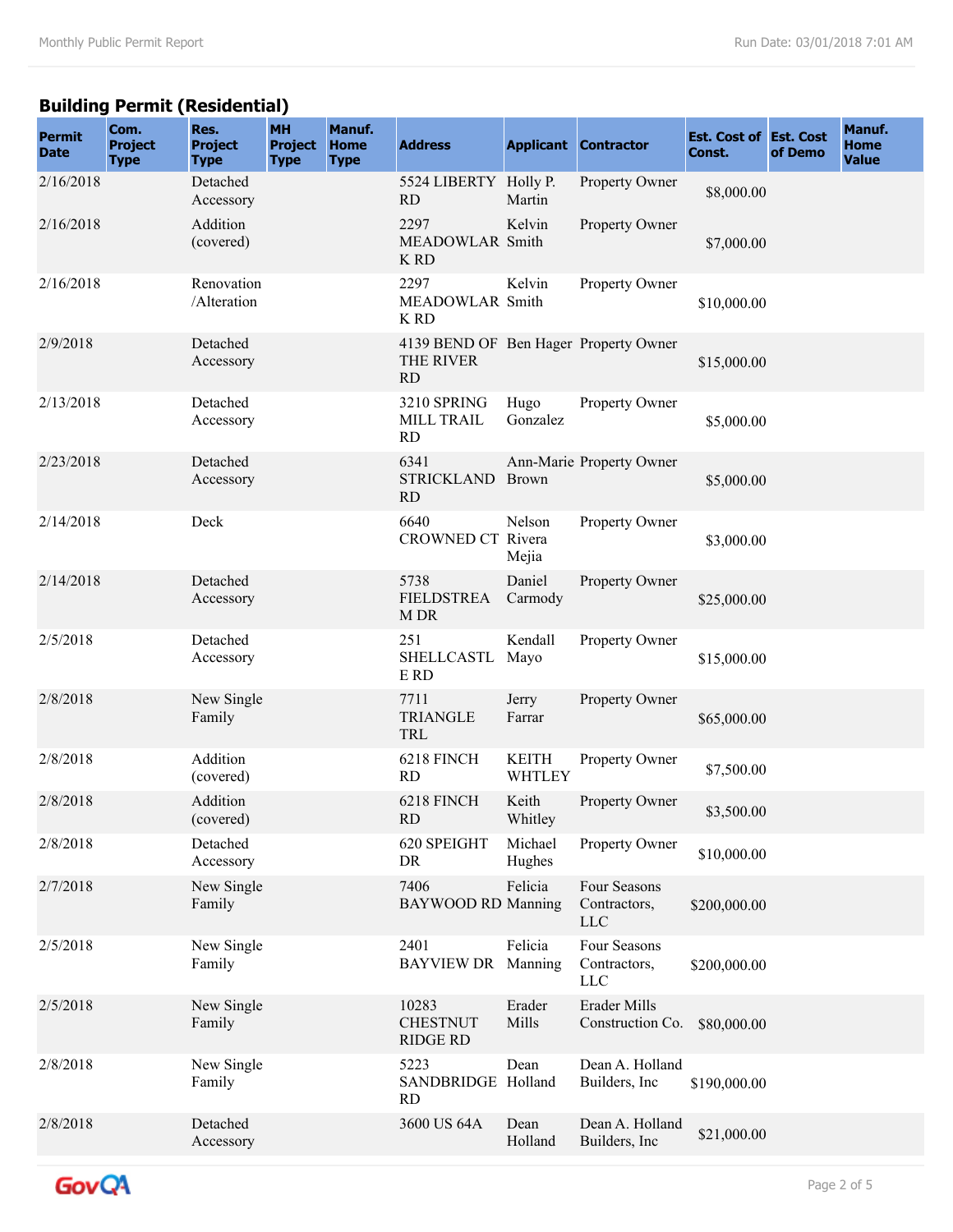## Building Permit (Residential)

| Permit Date | Com. Project Type | Res. Project Type | MH Project Type | Manuf. Home Type | Address | Applicant | Contractor | Est. Cost of Const. | Est. Cost of Demo | Manuf. Home Value |
|---|---|---|---|---|---|---|---|---|---|---|
| 2/16/2018 | | Detached Accessory | | | 5524 LIBERTY RD | Holly P. Martin | Property Owner | $8,000.00 | | |
| 2/16/2018 | | Addition (covered) | | | 2297 MEADOWLARK RD | Kelvin Smith | Property Owner | $7,000.00 | | |
| 2/16/2018 | | Renovation /Alteration | | | 2297 MEADOWLARK RD | Kelvin Smith | Property Owner | $10,000.00 | | |
| 2/9/2018 | | Detached Accessory | | | 4139 BEND OF THE RIVER RD | Ben Hager | Property Owner | $15,000.00 | | |
| 2/13/2018 | | Detached Accessory | | | 3210 SPRING MILL TRAIL RD | Hugo Gonzalez | Property Owner | $5,000.00 | | |
| 2/23/2018 | | Detached Accessory | | | 6341 STRICKLAND RD | Ann-Marie Brown | Property Owner | $5,000.00 | | |
| 2/14/2018 | | Deck | | | 6640 CROWNED CT | Nelson Rivera Mejia | Property Owner | $3,000.00 | | |
| 2/14/2018 | | Detached Accessory | | | 5738 FIELDSTREAM DR | Daniel Carmody | Property Owner | $25,000.00 | | |
| 2/5/2018 | | Detached Accessory | | | 251 SHELLCASTLE RD | Kendall Mayo | Property Owner | $15,000.00 | | |
| 2/8/2018 | | New Single Family | | | 7711 TRIANGLE TRL | Jerry Farrar | Property Owner | $65,000.00 | | |
| 2/8/2018 | | Addition (covered) | | | 6218 FINCH RD | KEITH WHTLEY | Property Owner | $7,500.00 | | |
| 2/8/2018 | | Addition (covered) | | | 6218 FINCH RD | Keith Whitley | Property Owner | $3,500.00 | | |
| 2/8/2018 | | Detached Accessory | | | 620 SPEIGHT DR | Michael Hughes | Property Owner | $10,000.00 | | |
| 2/7/2018 | | New Single Family | | | 7406 BAYWOOD RD | Felicia Manning | Four Seasons Contractors, LLC | $200,000.00 | | |
| 2/5/2018 | | New Single Family | | | 2401 BAYVIEW DR | Felicia Manning | Four Seasons Contractors, LLC | $200,000.00 | | |
| 2/5/2018 | | New Single Family | | | 10283 CHESTNUT RIDGE RD | Erader Mills | Erader Mills Construction Co. | $80,000.00 | | |
| 2/8/2018 | | New Single Family | | | 5223 SANDBRIDGE RD | Dean Holland | Dean A. Holland Builders, Inc | $190,000.00 | | |
| 2/8/2018 | | Detached Accessory | | | 3600 US 64A | Dean Holland | Dean A. Holland Builders, Inc | $21,000.00 | | |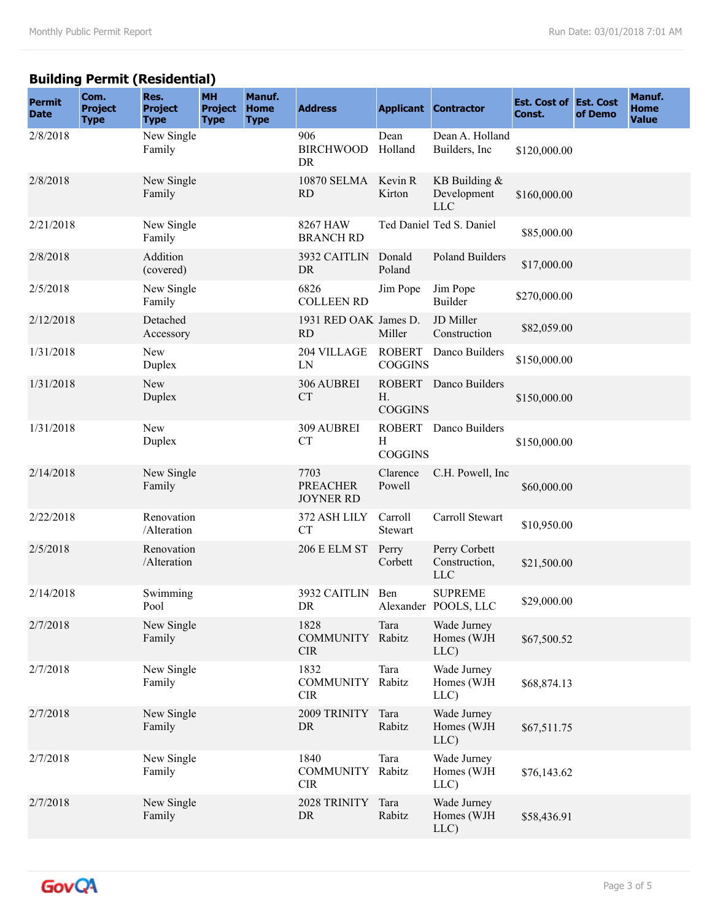## Building Permit (Residential)

| Permit Date | Com. Project Type | Res. Project Type | MH Project Type | Manuf. Home Type | Address | Applicant | Contractor | Est. Cost of Const. | Est. Cost of Demo | Manuf. Home Value |
|---|---|---|---|---|---|---|---|---|---|---|
| 2/8/2018 | | New Single Family | | | 906 BIRCHWOOD DR | Dean Holland | Dean A. Holland Builders, Inc | $120,000.00 | | |
| 2/8/2018 | | New Single Family | | | 10870 SELMA RD | Kevin R Kirton | KB Building & Development LLC | $160,000.00 | | |
| 2/21/2018 | | New Single Family | | | 8267 HAW BRANCH RD | Ted Daniel | Ted S. Daniel | $85,000.00 | | |
| 2/8/2018 | | Addition (covered) | | | 3932 CAITLIN DR | Donald Poland | Poland Builders | $17,000.00 | | |
| 2/5/2018 | | New Single Family | | | 6826 COLLEEN RD | Jim Pope | Jim Pope Builder | $270,000.00 | | |
| 2/12/2018 | | Detached Accessory | | | 1931 RED OAK RD | James D. Miller | JD Miller Construction | $82,059.00 | | |
| 1/31/2018 | | New Duplex | | | 204 VILLAGE LN | ROBERT COGGINS | Danco Builders | $150,000.00 | | |
| 1/31/2018 | | New Duplex | | | 306 AUBREI CT | ROBERT H. COGGINS | Danco Builders | $150,000.00 | | |
| 1/31/2018 | | New Duplex | | | 309 AUBREI CT | ROBERT H COGGINS | Danco Builders | $150,000.00 | | |
| 2/14/2018 | | New Single Family | | | 7703 PREACHER JOYNER RD | Clarence Powell | C.H. Powell, Inc | $60,000.00 | | |
| 2/22/2018 | | Renovation /Alteration | | | 372 ASH LILY CT | Carroll Stewart | Carroll Stewart | $10,950.00 | | |
| 2/5/2018 | | Renovation /Alteration | | | 206 E ELM ST | Perry Corbett | Perry Corbett Construction, LLC | $21,500.00 | | |
| 2/14/2018 | | Swimming Pool | | | 3932 CAITLIN DR | Ben Alexander | SUPREME POOLS, LLC | $29,000.00 | | |
| 2/7/2018 | | New Single Family | | | 1828 COMMUNITY CIR | Tara Rabitz | Wade Jurney Homes (WJH LLC) | $67,500.52 | | |
| 2/7/2018 | | New Single Family | | | 1832 COMMUNITY CIR | Tara Rabitz | Wade Jurney Homes (WJH LLC) | $68,874.13 | | |
| 2/7/2018 | | New Single Family | | | 2009 TRINITY DR | Tara Rabitz | Wade Jurney Homes (WJH LLC) | $67,511.75 | | |
| 2/7/2018 | | New Single Family | | | 1840 COMMUNITY CIR | Tara Rabitz | Wade Jurney Homes (WJH LLC) | $76,143.62 | | |
| 2/7/2018 | | New Single Family | | | 2028 TRINITY DR | Tara Rabitz | Wade Jurney Homes (WJH LLC) | $58,436.91 | | |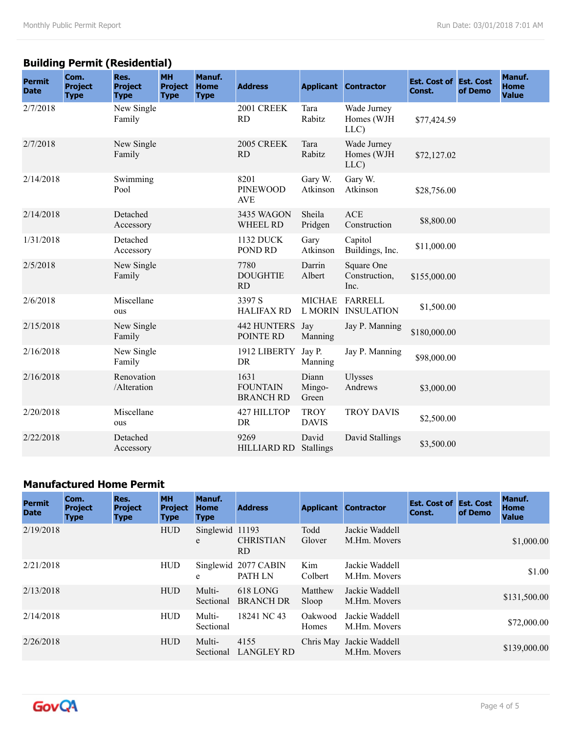## Building Permit (Residential)

| Permit Date | Com. Project Type | Res. Project Type | MH Project Type | Manuf. Home Type | Address | Applicant | Contractor | Est. Cost of Const. | Est. Cost of Demo | Manuf. Home Value |
|---|---|---|---|---|---|---|---|---|---|---|
| 2/7/2018 | | New Single Family | | | 2001 CREEK RD | Tara Rabitz | Wade Jurney Homes (WJH LLC) | $77,424.59 | | |
| 2/7/2018 | | New Single Family | | | 2005 CREEK RD | Tara Rabitz | Wade Jurney Homes (WJH LLC) | $72,127.02 | | |
| 2/14/2018 | | Swimming Pool | | | 8201 PINEWOOD AVE | Gary W. Atkinson | Gary W. Atkinson | $28,756.00 | | |
| 2/14/2018 | | Detached Accessory | | | 3435 WAGON WHEEL RD | Sheila Pridgen | ACE Construction | $8,800.00 | | |
| 1/31/2018 | | Detached Accessory | | | 1132 DUCK POND RD | Gary Atkinson | Capitol Buildings, Inc. | $11,000.00 | | |
| 2/5/2018 | | New Single Family | | | 7780 DOUGHTIE RD | Darrin Albert | Square One Construction, Inc. | $155,000.00 | | |
| 2/6/2018 | | Miscellaneous | | | 3397 S HALIFAX RD | MICHAEL MORIN | FARRELL INSULATION | $1,500.00 | | |
| 2/15/2018 | | New Single Family | | | 442 HUNTERS POINTE RD | Jay Manning | Jay P. Manning | $180,000.00 | | |
| 2/16/2018 | | New Single Family | | | 1912 LIBERTY DR | Jay P. Manning | Jay P. Manning | $98,000.00 | | |
| 2/16/2018 | | Renovation /Alteration | | | 1631 FOUNTAIN BRANCH RD | Diann Mingo-Green | Ulysses Andrews | $3,000.00 | | |
| 2/20/2018 | | Miscellaneous | | | 427 HILLTOP DR | TROY DAVIS | TROY DAVIS | $2,500.00 | | |
| 2/22/2018 | | Detached Accessory | | | 9269 HILLIARD RD | David Stallings | David Stallings | $3,500.00 | | |

## Manufactured Home Permit

| Permit Date | Com. Project Type | Res. Project Type | MH Project Type | Manuf. Home Type | Address | Applicant | Contractor | Est. Cost of Const. | Est. Cost of Demo | Manuf. Home Value |
|---|---|---|---|---|---|---|---|---|---|---|
| 2/19/2018 | | | HUD | Singlewide | 11193 CHRISTIAN RD | Todd Glover | Jackie Waddell M.Hm. Movers | | | $1,000.00 |
| 2/21/2018 | | | HUD | Singlewide | 2077 CABIN PATH LN | Kim Colbert | Jackie Waddell M.Hm. Movers | | | $1.00 |
| 2/13/2018 | | | HUD | Multi-Sectional | 618 LONG BRANCH DR | Matthew Sloop | Jackie Waddell M.Hm. Movers | | | $131,500.00 |
| 2/14/2018 | | | HUD | Multi-Sectional | 18241 NC 43 | Oakwood Homes | Jackie Waddell M.Hm. Movers | | | $72,000.00 |
| 2/26/2018 | | | HUD | Multi-Sectional | 4155 LANGLEY RD | Chris May | Jackie Waddell M.Hm. Movers | | | $139,000.00 |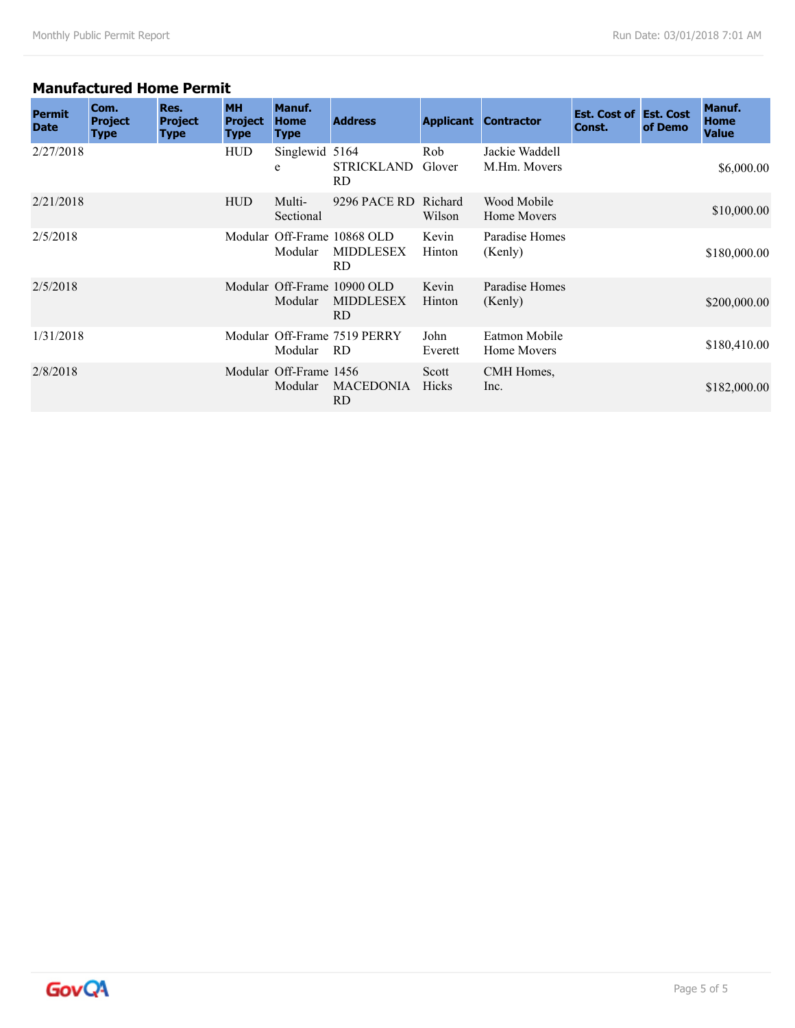## Manufactured Home Permit

| Permit Date | Com. Project Type | Res. Project Type | MH Project Type | Manuf. Home Type | Address | Applicant | Contractor | Est. Cost of Const. | Est. Cost of Demo | Manuf. Home Value |
|---|---|---|---|---|---|---|---|---|---|---|
| 2/27/2018 | | | HUD | Singlewide | 5164 STRICKLAND RD | Rob Glover | Jackie Waddell M.Hm. Movers | | | $6,000.00 |
| 2/21/2018 | | | HUD | Multi-Sectional | 9296 PACE RD | Richard Wilson | Wood Mobile Home Movers | | | $10,000.00 |
| 2/5/2018 | | | Modular | Off-Frame Modular | 10868 OLD MIDDLESEX RD | Kevin Hinton | Paradise Homes (Kenly) | | | $180,000.00 |
| 2/5/2018 | | | Modular | Off-Frame Modular | 10900 OLD MIDDLESEX RD | Kevin Hinton | Paradise Homes (Kenly) | | | $200,000.00 |
| 1/31/2018 | | | Modular | Off-Frame Modular | 7519 PERRY RD | John Everett | Eatmon Mobile Home Movers | | | $180,410.00 |
| 2/8/2018 | | | Modular | Off-Frame Modular | 1456 MACEDONIA RD | Scott Hicks | CMH Homes, Inc. | | | $182,000.00 |